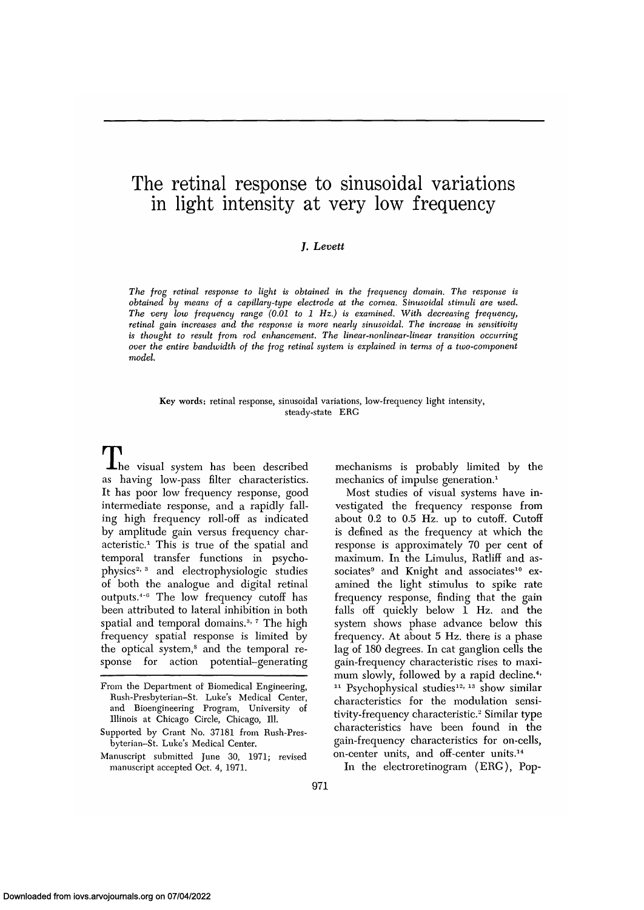# The retinal response to sinusoidal variations in light intensity at very low frequency

*J. Levett*

*The frog retinal response to light is obtained in the frequency domain. The response is obtained by means of a capillary-type electrode at the cornea. Sinusoidal stimuli are used. The very low frequency range (0.01 to 1 Hz.) is examined. With decreasing frequency, retinal gain increases and the response is more nearly sinusoidal. The increase in sensitivity is thought to result from rod enhancement. The linear-nonlinear-linear transition occurring over the entire bandwidth of the frog retinal system is explained in terms of a two-component model.*

**Key words:** retinal response, sinusoidal variations, low-frequency light intensity, steady-state ERG

The visual system has been described as having low-pass filter characteristics. It has poor low frequency response, good intermediate response, and a rapidly falling high frequency roll-off as indicated by amplitude gain versus frequency characteristic.[1] This is true of the spatial and temporal transfer functions in psychophysics[2, 3] and electrophysiologic studies of both the analogue and digital retinal outputs.[4-6] The low frequency cutoff has been attributed to lateral inhibition in both spatial and temporal domains.[3, 7] The high frequency spatial response is limited by the optical system,[8] and the temporal response for action potential–generating mechanisms is probably limited by the mechanics of impulse generation.[1]

Most studies of visual systems have investigated the frequency response from about 0.2 to 0.5 Hz. up to cutoff. Cutoff is defined as the frequency at which the response is approximately 70 per cent of maximum. In the Limulus, Ratliff and associates[9] and Knight and associates[10] examined the light stimulus to spike rate frequency response, finding that the gain falls off quickly below 1 Hz. and the system shows phase advance below this frequency. At about 5 Hz. there is a phase lag of 180 degrees. In cat ganglion cells the gain-frequency characteristic rises to maximum slowly, followed by a rapid decline.[4, 11] Psychophysical studies[12, 13] show similar characteristics for the modulation sensitivity-frequency characteristic.[2] Similar type characteristics have been found in the gain-frequency characteristics for on-cells, on-center units, and off-center units.[14]

In the electroretinogram (ERG), Pop-

From the Department of Biomedical Engineering, Rush-Presbyterian–St. Luke's Medical Center, and Bioengineering Program, University of Illinois at Chicago Circle, Chicago, Ill.

Supported by Grant No. 37181 from Rush-Presbyterian–St. Luke's Medical Center.

Manuscript submitted June 30, 1971; revised manuscript accepted Oct. 4, 1971.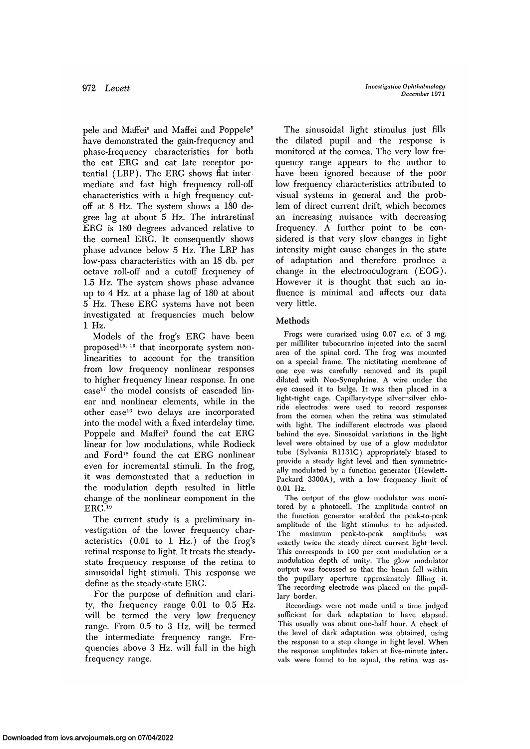pele and Maffei[6] and Maffei and Poppele[5] have demonstrated the gain-frequency and phase-frequency characteristics for both the cat ERG and cat late receptor potential (LRP). The ERG shows flat intermediate and fast high frequency roll-off characteristics with a high frequency cutoff at 8 Hz. The system shows a 180 degree lag at about 5 Hz. The intraretinal ERG is 180 degrees advanced relative to the corneal ERG. It consequently shows phase advance below 5 Hz. The LRP has low-pass characteristics with an 18 db. per octave roll-off and a cutoff frequency of 1.5 Hz. The system shows phase advance up to 4 Hz. at a phase lag of 180 at about 5 Hz. These ERG systems have not been investigated at frequencies much below 1 Hz.

Models of the frog's ERG have been proposed[15, 16] that incorporate system nonlinearities to account for the transition from low frequency nonlinear responses to higher frequency linear response. In one case[17] the model consists of cascaded linear and nonlinear elements, while in the other case[16] two delays are incorporated into the model with a fixed interdelay time. Poppele and Maffei[5] found the cat ERG linear for low modulations, while Rodieck and Ford[18] found the cat ERG nonlinear even for incremental stimuli. In the frog, it was demonstrated that a reduction in the modulation depth resulted in little change of the nonlinear component in the ERG.[19]

The current study is a preliminary investigation of the lower frequency characteristics (0.01 to 1 Hz.) of the frog's retinal response to light. It treats the steady-state frequency response of the retina to sinusoidal light stimuli. This response we define as the steady-state ERG.

For the purpose of definition and clarity, the frequency range 0.01 to 0.5 Hz. will be termed the very low frequency range. From 0.5 to 3 Hz. will be termed the intermediate frequency range. Frequencies above 3 Hz. will fall in the high frequency range.

The sinusoidal light stimulus just fills the dilated pupil and the response is monitored at the cornea. The very low frequency range appears to the author to have been ignored because of the poor low frequency characteristics attributed to visual systems in general and the problem of direct current drift, which becomes an increasing nuisance with decreasing frequency. A further point to be considered is that very slow changes in light intensity might cause changes in the state of adaptation and therefore produce a change in the electrooculogram (EOG). However it is thought that such an influence is minimal and affects our data very little.

## Methods

Frogs were curarized using 0.07 c.c. of 3 mg. per milliliter tubocurarine injected into the sacral area of the spinal cord. The frog was mounted on a special frame. The nictitating membrane of one eye was carefully removed and its pupil dilated with Neo-Synephrine. A wire under the eye caused it to bulge. It was then placed in a light-tight cage. Capillary-type silver-silver chloride electrodes were used to record responses from the cornea when the retina was stimulated with light. The indifferent electrode was placed behind the eye. Sinusoidal variations in the light level were obtained by use of a glow modulator tube (Sylvania R1131C) appropriately biased to provide a steady light level and then symmetrically modulated by a function generator (Hewlett-Packard 3300A), with a low frequency limit of 0.01 Hz.

The output of the glow modulator was monitored by a photocell. The amplitude control on the function generator enabled the peak-to-peak amplitude of the light stimulus to be adjusted. The maximum peak-to-peak amplitude was exactly twice the steady direct current light level. This corresponds to 100 per cent modulation or a modulation depth of unity. The glow modulator output was focussed so that the beam fell within the pupillary aperture approximately filling it. The recording electrode was placed on the pupillary border.

Recordings were not made until a time judged sufficient for dark adaptation to have elapsed. This usually was about one-half hour. A check of the level of dark adaptation was obtained, using the response to a step change in light level. When the response amplitudes taken at five-minute intervals were found to be equal, the retina was as-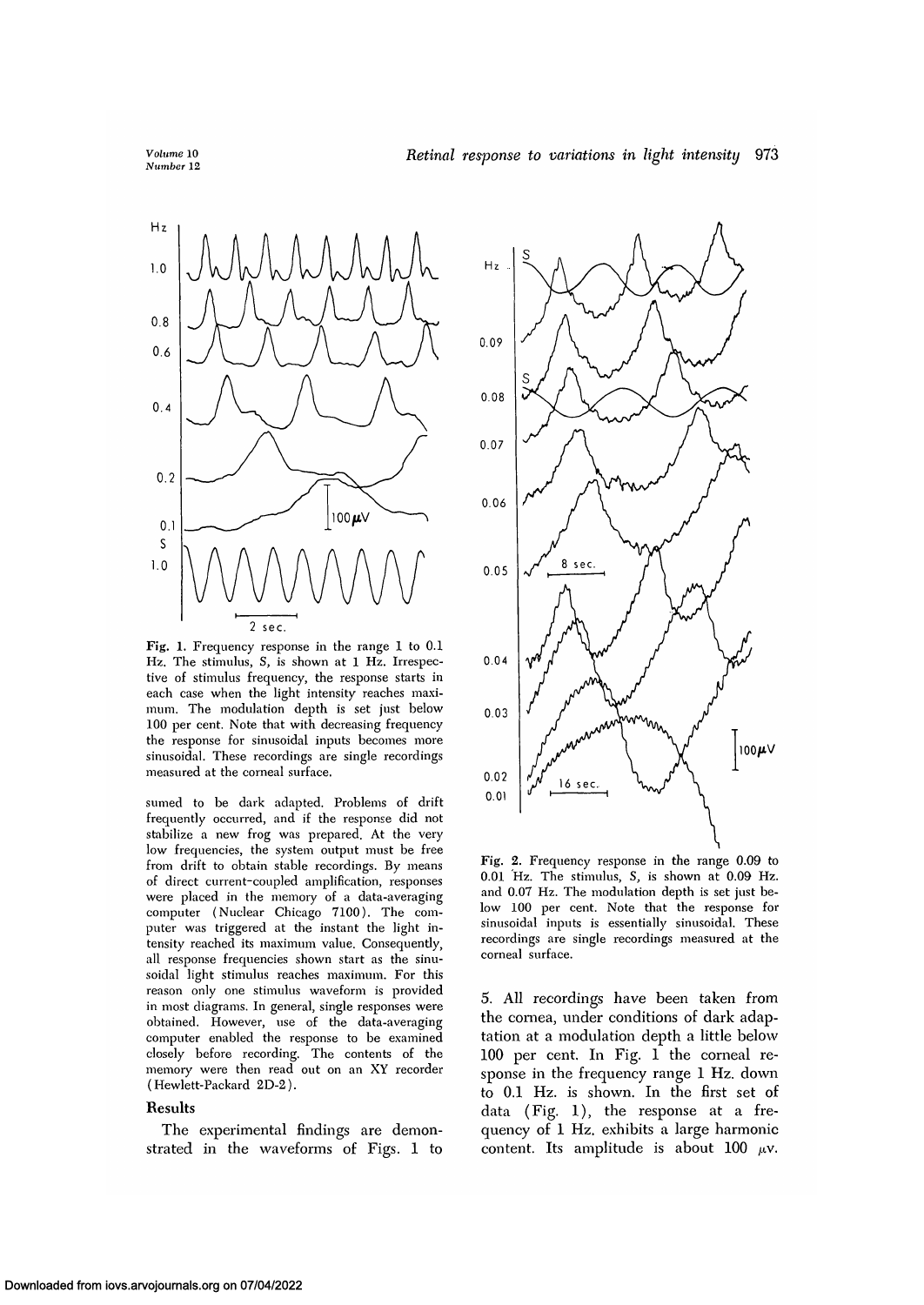**Fig. 1.** Frequency response in the range 1 to 0.1 Hz. The stimulus, S, is shown at 1 Hz. Irrespective of stimulus frequency, the response starts in each case when the light intensity reaches maximum. The modulation depth is set just below 100 per cent. Note that with decreasing frequency the response for sinusoidal inputs becomes more sinusoidal. These recordings are single recordings measured at the corneal surface.

**Fig. 2.** Frequency response in the range 0.09 to 0.01 Hz. The stimulus, S, is shown at 0.09 Hz. and 0.07 Hz. The modulation depth is set just below 100 per cent. Note that the response for sinusoidal inputs is essentially sinusoidal. These recordings are single recordings measured at the corneal surface.

sumed to be dark adapted. Problems of drift frequently occurred, and if the response did not stabilize a new frog was prepared. At the very low frequencies, the system output must be free from drift to obtain stable recordings. By means of direct current-coupled amplification, responses were placed in the memory of a data-averaging computer (Nuclear Chicago 7100). The computer was triggered at the instant the light intensity reached its maximum value. Consequently, all response frequencies shown start as the sinusoidal light stimulus reaches maximum. For this reason only one stimulus waveform is provided in most diagrams. In general, single responses were obtained. However, use of the data-averaging computer enabled the response to be examined closely before recording. The contents of the memory were then read out on an XY recorder (Hewlett-Packard 2D-2).

## Results

The experimental findings are demonstrated in the waveforms of Figs. 1 to 5. All recordings have been taken from the cornea, under conditions of dark adaptation at a modulation depth a little below 100 per cent. In Fig. 1 the corneal response in the frequency range 1 Hz. down to 0.1 Hz. is shown. In the first set of data (Fig. 1), the response at a frequency of 1 Hz. exhibits a large harmonic content. Its amplitude is about 100 $\mu$v.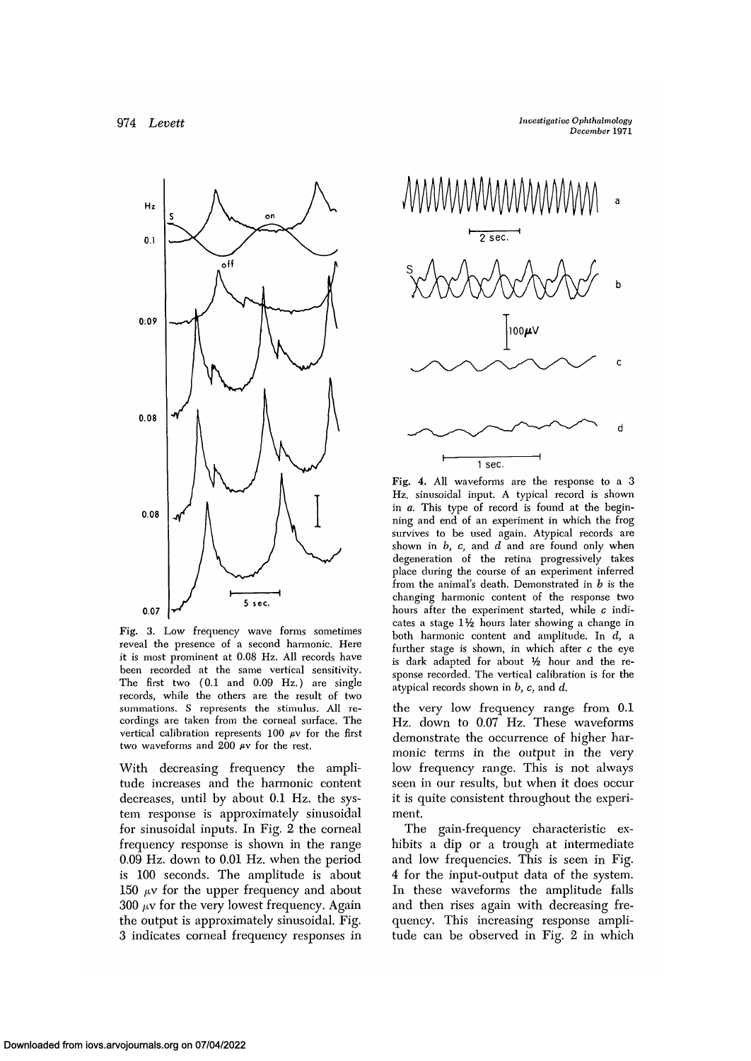Fig. 3. Low frequency wave forms sometimes reveal the presence of a second harmonic. Here it is most prominent at 0.08 Hz. All records have been recorded at the same vertical sensitivity. The first two (0.1 and 0.09 Hz.) are single records, while the others are the result of two summations. S represents the stimulus. All recordings are taken from the corneal surface. The vertical calibration represents 100 μv for the first two waveforms and 200 μv for the rest.

With decreasing frequency the amplitude increases and the harmonic content decreases, until by about 0.1 Hz. the system response is approximately sinusoidal for sinusoidal inputs. In Fig. 2 the corneal frequency response is shown in the range 0.09 Hz. down to 0.01 Hz. when the period is 100 seconds. The amplitude is about 150 μv for the upper frequency and about 300 μv for the very lowest frequency. Again the output is approximately sinusoidal. Fig. 3 indicates corneal frequency responses in the very low frequency range from 0.1 Hz. down to 0.07 Hz. These waveforms demonstrate the occurrence of higher harmonic terms in the output in the very low frequency range. This is not always seen in our results, but when it does occur it is quite consistent throughout the experiment.

Fig. 4. All waveforms are the response to a 3 Hz. sinusoidal input. A typical record is shown in *a*. This type of record is found at the beginning and end of an experiment in which the frog survives to be used again. Atypical records are shown in *b*, *c*, and *d* and are found only when degeneration of the retina progressively takes place during the course of an experiment inferred from the animal's death. Demonstrated in *b* is the changing harmonic content of the response two hours after the experiment started, while *c* indicates a stage 1½ hours later showing a change in both harmonic content and amplitude. In *d*, a further stage is shown, in which after *c* the eye is dark adapted for about ½ hour and the response recorded. The vertical calibration is for the atypical records shown in *b*, *c*, and *d*.

The gain-frequency characteristic exhibits a dip or a trough at intermediate and low frequencies. This is seen in Fig. 4 for the input-output data of the system. In these waveforms the amplitude falls and then rises again with decreasing frequency. This increasing response amplitude can be observed in Fig. 2 in which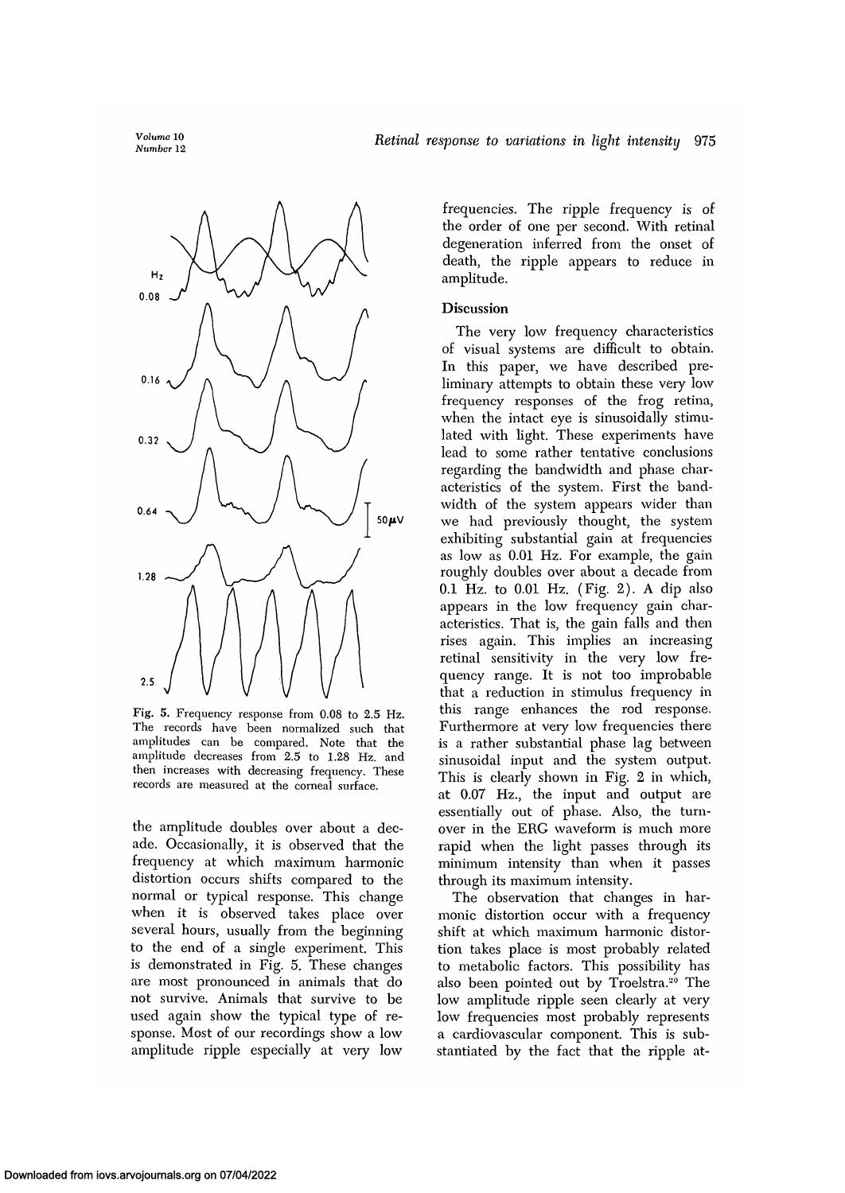Fig. 5. Frequency response from 0.08 to 2.5 Hz. The records have been normalized such that amplitudes can be compared. Note that the amplitude decreases from 2.5 to 1.28 Hz. and then increases with decreasing frequency. These records are measured at the corneal surface.

the amplitude doubles over about a decade. Occasionally, it is observed that the frequency at which maximum harmonic distortion occurs shifts compared to the normal or typical response. This change when it is observed takes place over several hours, usually from the beginning to the end of a single experiment. This is demonstrated in Fig. 5. These changes are most pronounced in animals that do not survive. Animals that survive to be used again show the typical type of response. Most of our recordings show a low amplitude ripple especially at very low frequencies. The ripple frequency is of the order of one per second. With retinal degeneration inferred from the onset of death, the ripple appears to reduce in amplitude.

## Discussion

The very low frequency characteristics of visual systems are difficult to obtain. In this paper, we have described preliminary attempts to obtain these very low frequency responses of the frog retina, when the intact eye is sinusoidally stimulated with light. These experiments have lead to some rather tentative conclusions regarding the bandwidth and phase characteristics of the system. First the bandwidth of the system appears wider than we had previously thought, the system exhibiting substantial gain at frequencies as low as 0.01 Hz. For example, the gain roughly doubles over about a decade from 0.1 Hz. to 0.01 Hz. (Fig. 2). A dip also appears in the low frequency gain characteristics. That is, the gain falls and then rises again. This implies an increasing retinal sensitivity in the very low frequency range. It is not too improbable that a reduction in stimulus frequency in this range enhances the rod response. Furthermore at very low frequencies there is a rather substantial phase lag between sinusoidal input and the system output. This is clearly shown in Fig. 2 in which, at 0.07 Hz., the input and output are essentially out of phase. Also, the turnover in the ERG waveform is much more rapid when the light passes through its minimum intensity than when it passes through its maximum intensity.

The observation that changes in harmonic distortion occur with a frequency shift at which maximum harmonic distortion takes place is most probably related to metabolic factors. This possibility has also been pointed out by Troelstra.[20] The low amplitude ripple seen clearly at very low frequencies most probably represents a cardiovascular component. This is substantiated by the fact that the ripple at-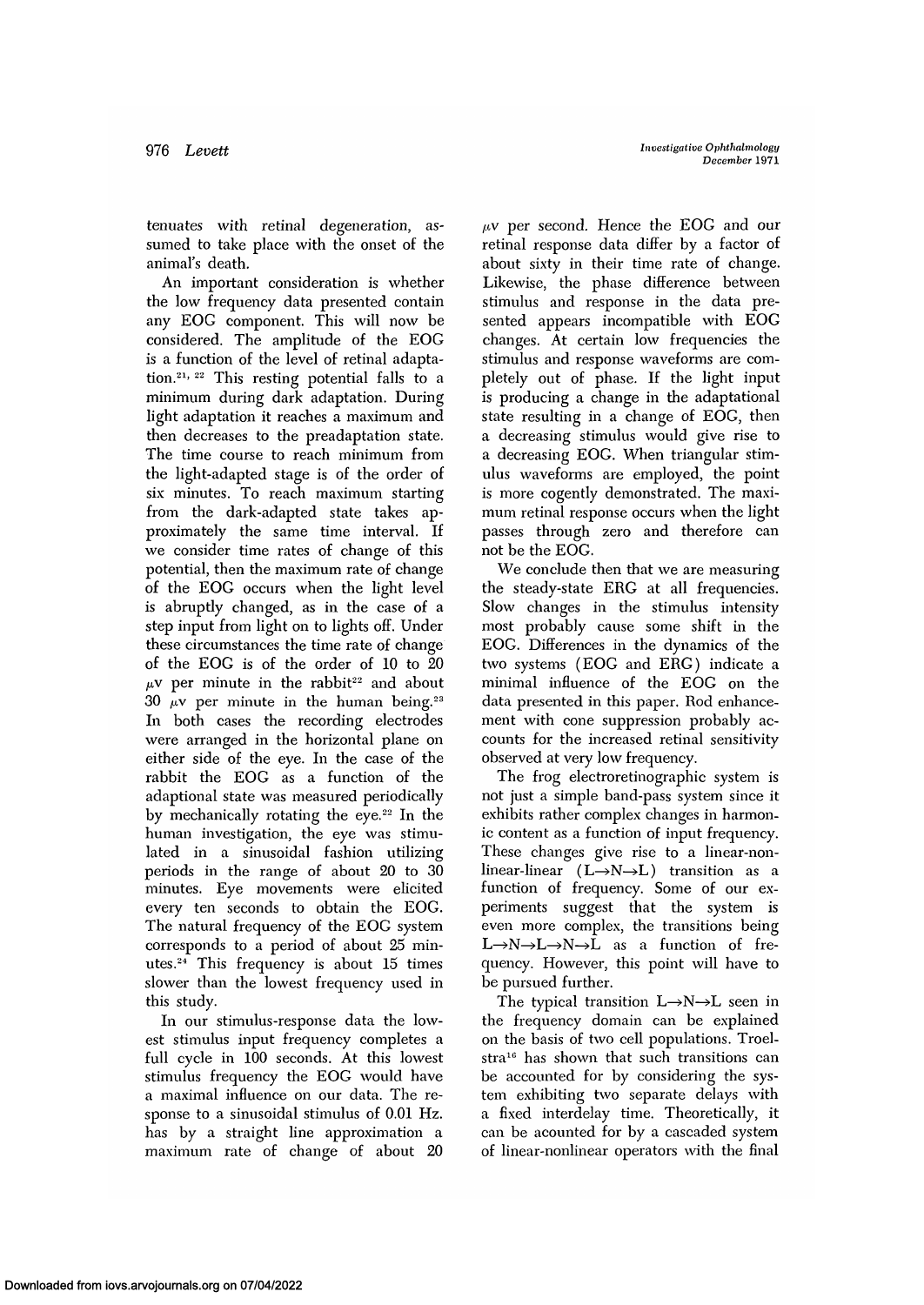tenuates with retinal degeneration, assumed to take place with the onset of the animal's death.

An important consideration is whether the low frequency data presented contain any EOG component. This will now be considered. The amplitude of the EOG is a function of the level of retinal adaptation.[21, 22] This resting potential falls to a minimum during dark adaptation. During light adaptation it reaches a maximum and then decreases to the preadaptation state. The time course to reach minimum from the light-adapted stage is of the order of six minutes. To reach maximum starting from the dark-adapted state takes approximately the same time interval. If we consider time rates of change of this potential, then the maximum rate of change of the EOG occurs when the light level is abruptly changed, as in the case of a step input from light on to lights off. Under these circumstances the time rate of change of the EOG is of the order of 10 to 20 $\mu$v per minute in the rabbit[22] and about 30 $\mu$v per minute in the human being.[23] In both cases the recording electrodes were arranged in the horizontal plane on either side of the eye. In the case of the rabbit the EOG as a function of the adaptional state was measured periodically by mechanically rotating the eye.[22] In the human investigation, the eye was stimulated in a sinusoidal fashion utilizing periods in the range of about 20 to 30 minutes. Eye movements were elicited every ten seconds to obtain the EOG. The natural frequency of the EOG system corresponds to a period of about 25 minutes.[24] This frequency is about 15 times slower than the lowest frequency used in this study.

In our stimulus-response data the lowest stimulus input frequency completes a full cycle in 100 seconds. At this lowest stimulus frequency the EOG would have a maximal influence on our data. The response to a sinusoidal stimulus of 0.01 Hz. has by a straight line approximation a maximum rate of change of about 20 $\mu$v per second. Hence the EOG and our retinal response data differ by a factor of about sixty in their time rate of change. Likewise, the phase difference between stimulus and response in the data presented appears incompatible with EOG changes. At certain low frequencies the stimulus and response waveforms are completely out of phase. If the light input is producing a change in the adaptational state resulting in a change of EOG, then a decreasing stimulus would give rise to a decreasing EOG. When triangular stimulus waveforms are employed, the point is more cogently demonstrated. The maximum retinal response occurs when the light passes through zero and therefore can not be the EOG.

We conclude then that we are measuring the steady-state ERG at all frequencies. Slow changes in the stimulus intensity most probably cause some shift in the EOG. Differences in the dynamics of the two systems (EOG and ERG) indicate a minimal influence of the EOG on the data presented in this paper. Rod enhancement with cone suppression probably accounts for the increased retinal sensitivity observed at very low frequency.

The frog electroretinographic system is not just a simple band-pass system since it exhibits rather complex changes in harmonic content as a function of input frequency. These changes give rise to a linear-nonlinear-linear (L→N→L) transition as a function of frequency. Some of our experiments suggest that the system is even more complex, the transitions being L→N→L→N→L as a function of frequency. However, this point will have to be pursued further.

The typical transition L→N→L seen in the frequency domain can be explained on the basis of two cell populations. Troelstra[16] has shown that such transitions can be accounted for by considering the system exhibiting two separate delays with a fixed interdelay time. Theoretically, it can be acounted for by a cascaded system of linear-nonlinear operators with the final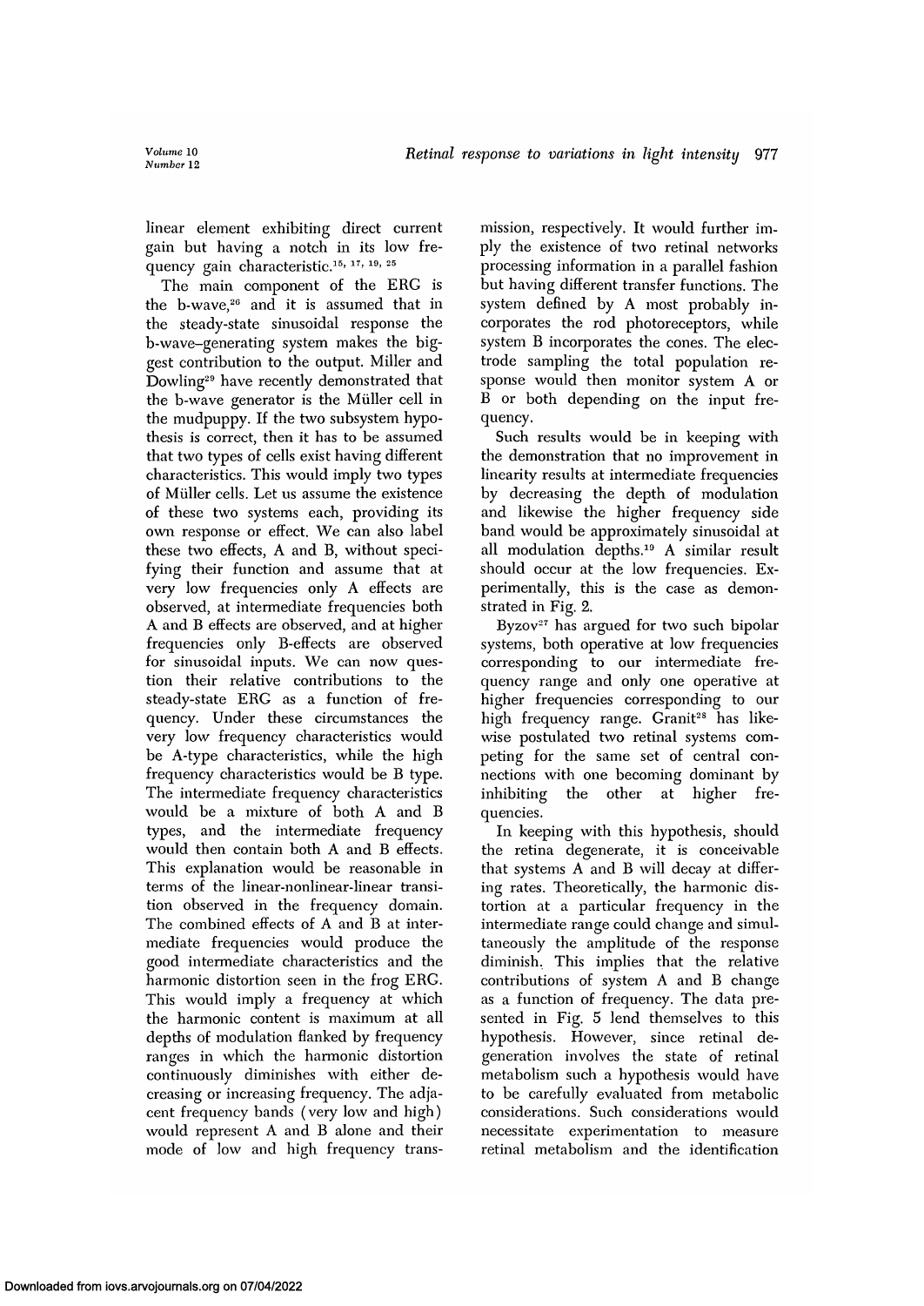linear element exhibiting direct current gain but having a notch in its low frequency gain characteristic.[15, 17, 19, 25]

The main component of the ERG is the b-wave,[26] and it is assumed that in the steady-state sinusoidal response the b-wave–generating system makes the biggest contribution to the output. Miller and Dowling[29] have recently demonstrated that the b-wave generator is the Müller cell in the mudpuppy. If the two subsystem hypothesis is correct, then it has to be assumed that two types of cells exist having different characteristics. This would imply two types of Müller cells. Let us assume the existence of these two systems each, providing its own response or effect. We can also label these two effects, A and B, without specifying their function and assume that at very low frequencies only A effects are observed, at intermediate frequencies both A and B effects are observed, and at higher frequencies only B-effects are observed for sinusoidal inputs. We can now question their relative contributions to the steady-state ERG as a function of frequency. Under these circumstances the very low frequency characteristics would be A-type characteristics, while the high frequency characteristics would be B type. The intermediate frequency characteristics would be a mixture of both A and B types, and the intermediate frequency would then contain both A and B effects. This explanation would be reasonable in terms of the linear-nonlinear-linear transition observed in the frequency domain. The combined effects of A and B at intermediate frequencies would produce the good intermediate characteristics and the harmonic distortion seen in the frog ERG. This would imply a frequency at which the harmonic content is maximum at all depths of modulation flanked by frequency ranges in which the harmonic distortion continuously diminishes with either decreasing or increasing frequency. The adjacent frequency bands (very low and high) would represent A and B alone and their mode of low and high frequency transmission, respectively. It would further imply the existence of two retinal networks processing information in a parallel fashion but having different transfer functions. The system defined by A most probably incorporates the rod photoreceptors, while system B incorporates the cones. The electrode sampling the total population response would then monitor system A or B or both depending on the input frequency.

Such results would be in keeping with the demonstration that no improvement in linearity results at intermediate frequencies by decreasing the depth of modulation and likewise the higher frequency side band would be approximately sinusoidal at all modulation depths.[19] A similar result should occur at the low frequencies. Experimentally, this is the case as demonstrated in Fig. 2.

Byzov[27] has argued for two such bipolar systems, both operative at low frequencies corresponding to our intermediate frequency range and only one operative at higher frequencies corresponding to our high frequency range. Granit[28] has likewise postulated two retinal systems competing for the same set of central connections with one becoming dominant by inhibiting the other at higher frequencies.

In keeping with this hypothesis, should the retina degenerate, it is conceivable that systems A and B will decay at differing rates. Theoretically, the harmonic distortion at a particular frequency in the intermediate range could change and simultaneously the amplitude of the response diminish. This implies that the relative contributions of system A and B change as a function of frequency. The data presented in Fig. 5 lend themselves to this hypothesis. However, since retinal degeneration involves the state of retinal metabolism such a hypothesis would have to be carefully evaluated from metabolic considerations. Such considerations would necessitate experimentation to measure retinal metabolism and the identification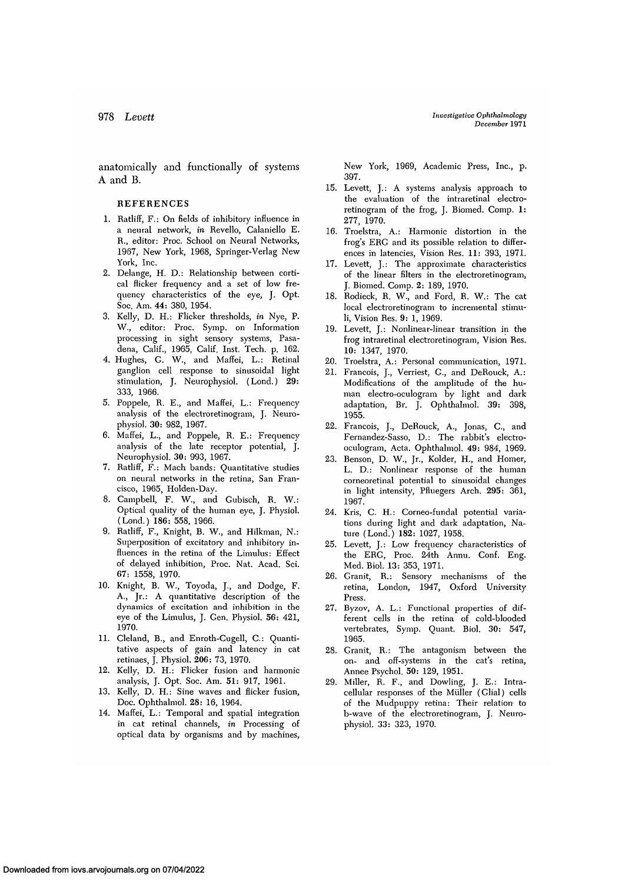anatomically and functionally of systems A and B.

## REFERENCES

1. Ratliff, F.: On fields of inhibitory influence in a neural network, *in* Revello, Calaniello E. R., editor: Proc. School on Neural Networks, 1967, New York, 1968, Springer-Verlag New York, Inc.
2. Delange, H. D.: Relationship between cortical flicker frequency and a set of low frequency characteristics of the eye, J. Opt. Soc. Am. **44:** 380, 1954.
3. Kelly, D. H.: Flicker thresholds, *in* Nye, P. W., editor: Proc. Symp. on Information processing in sight sensory systems, Pasadena, Calif., 1965, Calif. Inst. Tech. p. 162.
4. Hughes, G. W., and Maffei, L.: Retinal ganglion cell response to sinusoidal light stimulation, J. Neurophysiol. (Lond.) **29:** 333, 1966.
5. Poppele, R. E., and Maffei, L.: Frequency analysis of the electroretinogram, J. Neurophysiol. **30:** 982, 1967.
6. Maffei, L., and Poppele, R. E.: Frequency analysis of the late receptor potential, J. Neurophysiol. **30:** 993, 1967.
7. Ratliff, F.: Mach bands: Quantitative studies on neural networks in the retina, San Francisco, 1965, Holden-Day.
8. Campbell, F. W., and Gubisch, R. W.: Optical quality of the human eye, J. Physiol. (Lond.) **186:** 558, 1966.
9. Ratliff, F., Knight, B. W., and Hilkman, N.: Superposition of excitatory and inhibitory influences in the retina of the Limulus: Effect of delayed inhibition, Proc. Nat. Acad. Sci. **67:** 1558, 1970.
10. Knight, B. W., Toyoda, J., and Dodge, F. A., Jr.: A quantitative description of the dynamics of excitation and inhibition in the eye of the Limulus, J. Gen. Physiol. **56:** 421, 1970.
11. Cleland, B., and Enroth-Cugell, C.: Quantitative aspects of gain and latency in cat retinaes, J. Physiol. **206:** 73, 1970.
12. Kelly, D. H.: Flicker fusion and harmonic analysis, J. Opt. Soc. Am. **51:** 917, 1961.
13. Kelly, D. H.: Sine waves and flicker fusion, Doc. Ophthalmol. **28:** 16, 1964.
14. Maffei, L.: Temporal and spatial integration in cat retinal channels, *in* Processing of optical data by organisms and by machines, New York, 1969, Academic Press, Inc., p. 397.
15. Levett, J.: A systems analysis approach to the evaluation of the intraretinal electroretinogram of the frog, J. Biomed. Comp. **1:** 277, 1970.
16. Troelstra, A.: Harmonic distortion in the frog's ERG and its possible relation to differences in latencies, Vision Res. **11:** 393, 1971.
17. Levett, J.: The approximate characteristics of the linear filters in the electroretinogram, J. Biomed. Comp. **2:** 189, 1970.
18. Rodieck, R. W., and Ford, R. W.: The cat local electroretinogram to incremental stimuli, Vision Res. **9:** 1, 1969.
19. Levett, J.: Nonlinear-linear transition in the frog intraretinal electroretinogram, Vision Res. **10:** 1347, 1970.
20. Troelstra, A.: Personal communication, 1971.
21. Francois, J., Verriest, G., and DeRouck, A.: Modifications of the amplitude of the human electro-oculogram by light and dark adaptation, Br. J. Ophthalmol. **39:** 398, 1955.
22. Francois, J., DeRouck, A., Jonas, C., and Fernandez-Sasso, D.: The rabbit's electro-oculogram, Acta. Ophthalmol. **49:** 984, 1969.
23. Benson, D. W., Jr., Kolder, H., and Homer, L. D.: Nonlinear response of the human corneoretinal potential to sinusoidal changes in light intensity, Pfluegers Arch. **295:** 361, 1967.
24. Kris, C. H.: Corneo-fundal potential variations during light and dark adaptation, Nature (Lond.) **182:** 1027, 1958.
25. Levett, J.: Low frequency characteristics of the ERG, Proc. 24th Annu. Conf. Eng. Med. Biol. **13:** 353, 1971.
26. Granit, R.: Sensory mechanisms of the retina, London, 1947, Oxford University Press.
27. Byzov, A. L.: Functional properties of different cells in the retina of cold-blooded vertebrates, Symp. Quant. Biol. **30:** 547, 1965.
28. Granit, R.: The antagonism between the on- and off-systems in the cat's retina, Annee Psychol. **50:** 129, 1951.
29. Miller, R. F., and Dowling, J. E.: Intracellular responses of the Müller (Glial) cells of the Mudpuppy retina: Their relation to b-wave of the electroretinogram, J. Neurophysiol. **33:** 323, 1970.